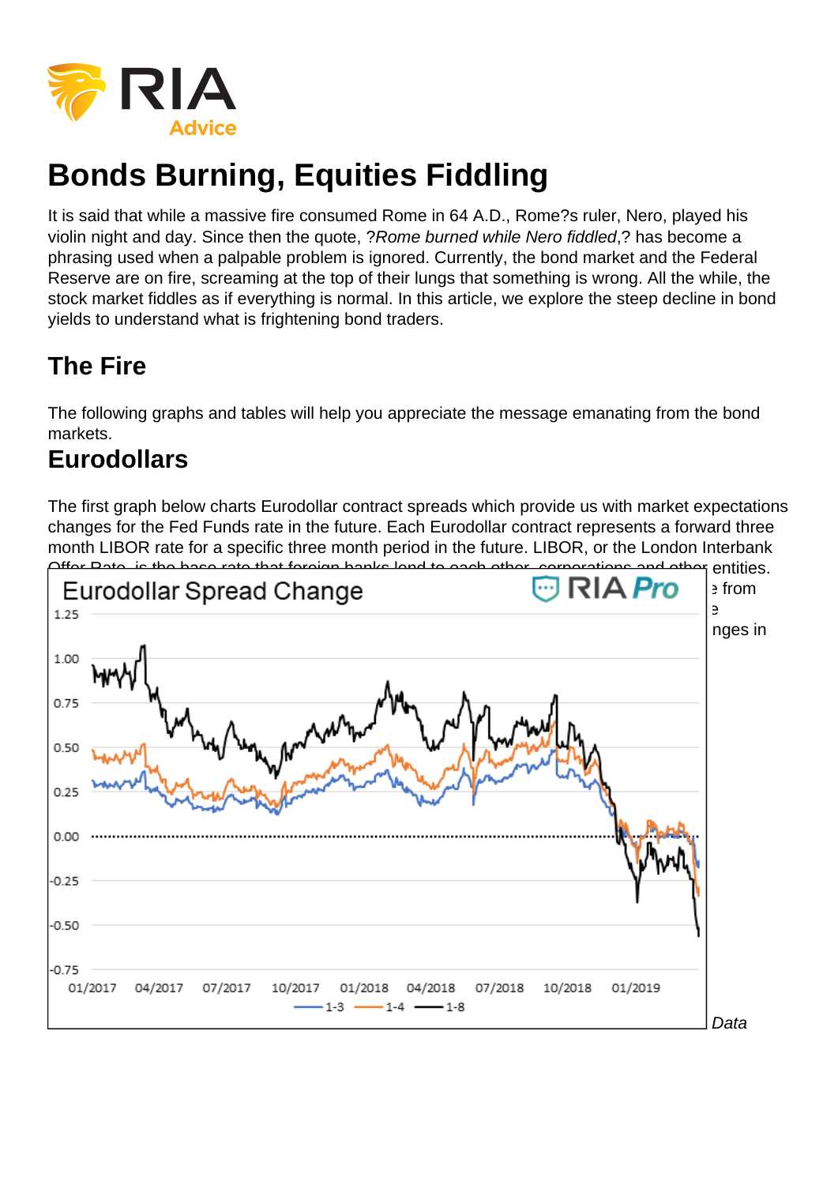# Bonds Burning, Equities Fiddling

It is said that while a massive fire consumed Rome in 64 A.D., Rome?s ruler, Nero, played his violin night and day. Since then the quote, ?*Rome burned while Nero fiddled*,? has become a phrasing used when a palpable problem is ignored. Currently, the bond market and the Federal Reserve are on fire, screaming at the top of their lungs that something is wrong. All the while, the stock market fiddles as if everything is normal. In this article, we explore the steep decline in bond yields to understand what is frightening bond traders.

## The Fire

The following graphs and tables will help you appreciate the message emanating from the bond markets.

## Eurodollars

The first graph below charts Eurodollar contract spreads which provide us with market expectations changes for the Fed Funds rate in the future. Each Eurodollar contract represents a forward three month LIBOR rate for a specific three month period in the future. LIBOR, or the London Interbank Offer Rate, is the base rate that foreign banks lend to each other, corporations and other entities. ... from ... e ... nges in

*Data*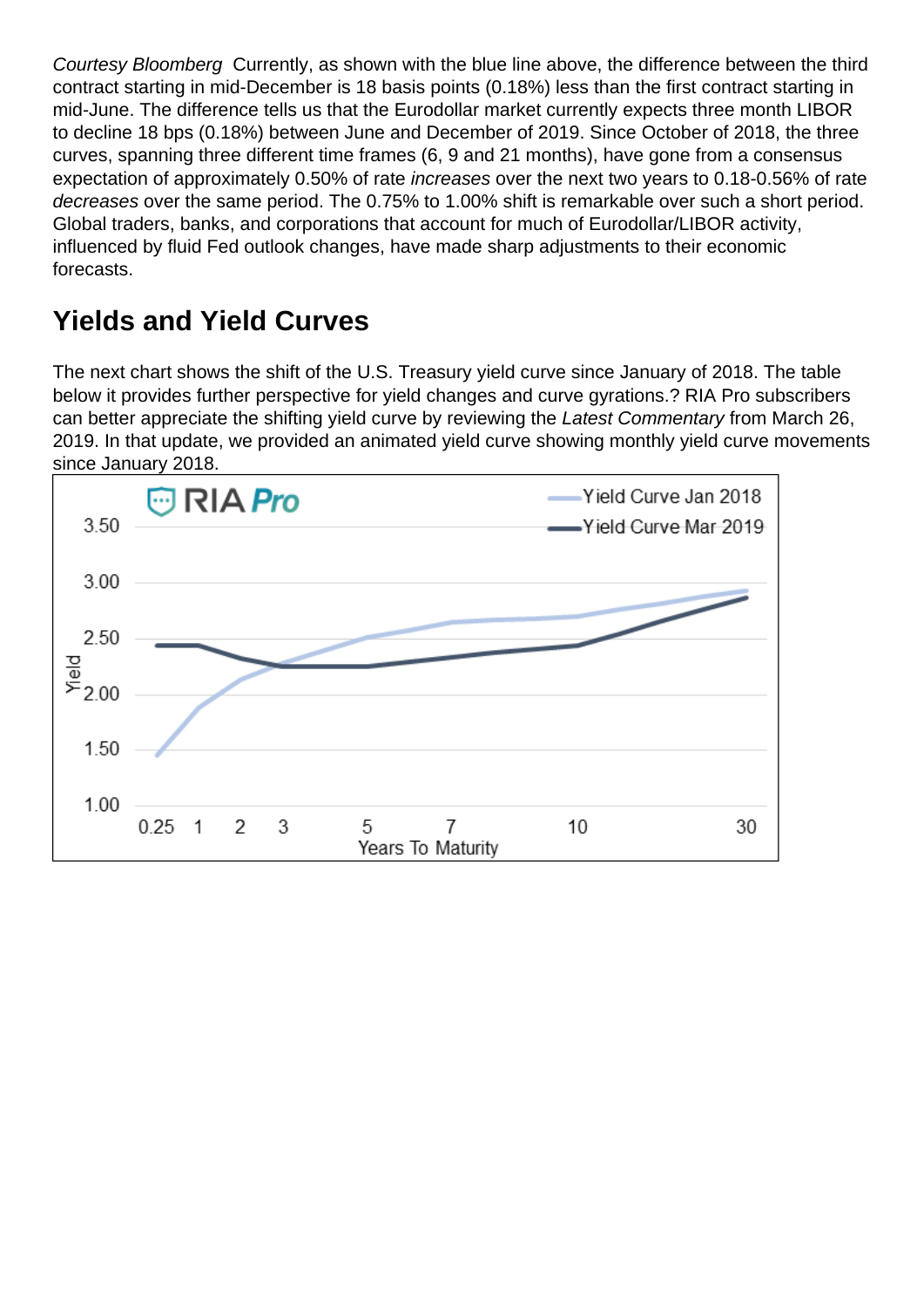*Courtesy Bloomberg* Currently, as shown with the blue line above, the difference between the third contract starting in mid-December is 18 basis points (0.18%) less than the first contract starting in mid-June. The difference tells us that the Eurodollar market currently expects three month LIBOR to decline 18 bps (0.18%) between June and December of 2019. Since October of 2018, the three curves, spanning three different time frames (6, 9 and 21 months), have gone from a consensus expectation of approximately 0.50% of rate *increases* over the next two years to 0.18-0.56% of rate *decreases* over the same period. The 0.75% to 1.00% shift is remarkable over such a short period. Global traders, banks, and corporations that account for much of Eurodollar/LIBOR activity, influenced by fluid Fed outlook changes, have made sharp adjustments to their economic forecasts.

## Yields and Yield Curves

The next chart shows the shift of the U.S. Treasury yield curve since January of 2018. The table below it provides further perspective for yield changes and curve gyrations.? RIA Pro subscribers can better appreciate the shifting yield curve by reviewing the *Latest Commentary* from March 26, 2019. In that update, we provided an animated yield curve showing monthly yield curve movements since January 2018.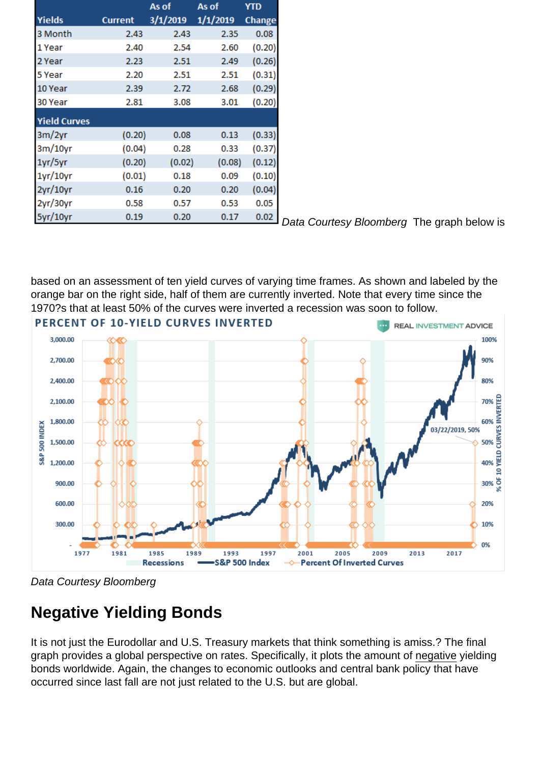| Yields | Current | As of 3/1/2019 | As of 1/1/2019 | YTD Change |
|---|---|---|---|---|
| 3 Month | 2.43 | 2.43 | 2.35 | 0.08 |
| 1 Year | 2.40 | 2.54 | 2.60 | (0.20) |
| 2 Year | 2.23 | 2.51 | 2.49 | (0.26) |
| 5 Year | 2.20 | 2.51 | 2.51 | (0.31) |
| 10 Year | 2.39 | 2.72 | 2.68 | (0.29) |
| 30 Year | 2.81 | 3.08 | 3.01 | (0.20) |
| **Yield Curves** | | | | |
| 3m/2yr | (0.20) | 0.08 | 0.13 | (0.33) |
| 3m/10yr | (0.04) | 0.28 | 0.33 | (0.37) |
| 1yr/5yr | (0.20) | (0.02) | (0.08) | (0.12) |
| 1yr/10yr | (0.01) | 0.18 | 0.09 | (0.10) |
| 2yr/10yr | 0.16 | 0.20 | 0.20 | (0.04) |
| 2yr/30yr | 0.58 | 0.57 | 0.53 | 0.05 |
| 5yr/10yr | 0.19 | 0.20 | 0.17 | 0.02 |

*Data Courtesy Bloomberg* The graph below is based on an assessment of ten yield curves of varying time frames. As shown and labeled by the orange bar on the right side, half of them are currently inverted. Note that every time since the 1970?s that at least 50% of the curves were inverted a recession was soon to follow.

*Data Courtesy Bloomberg*

## Negative Yielding Bonds

It is not just the Eurodollar and U.S. Treasury markets that think something is amiss.? The final graph provides a global perspective on rates. Specifically, it plots the amount of negative yielding bonds worldwide. Again, the changes to economic outlooks and central bank policy that have occurred since last fall are not just related to the U.S. but are global.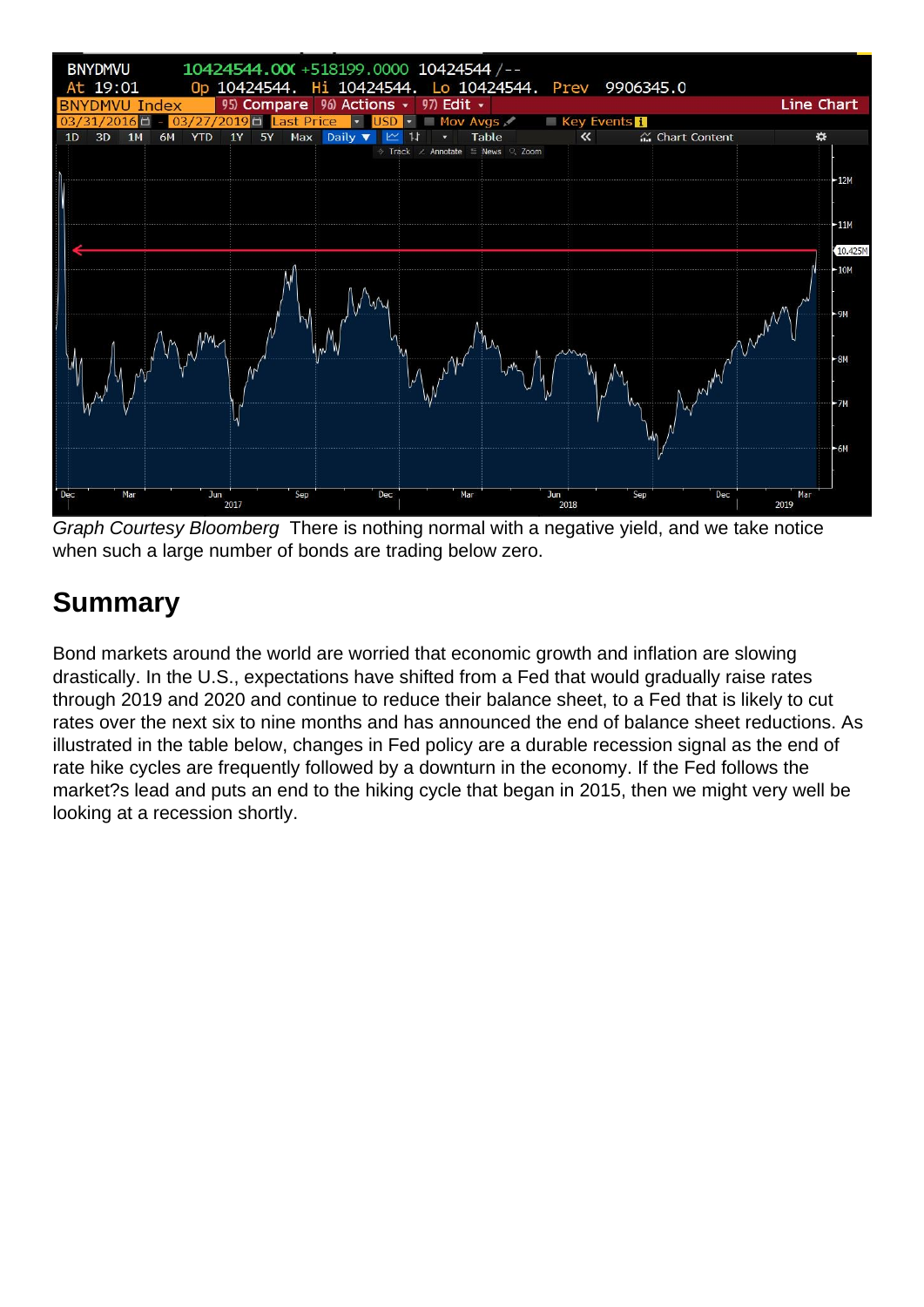*Graph Courtesy Bloomberg* There is nothing normal with a negative yield, and we take notice when such a large number of bonds are trading below zero.

## Summary

Bond markets around the world are worried that economic growth and inflation are slowing drastically. In the U.S., expectations have shifted from a Fed that would gradually raise rates through 2019 and 2020 and continue to reduce their balance sheet, to a Fed that is likely to cut rates over the next six to nine months and has announced the end of balance sheet reductions. As illustrated in the table below, changes in Fed policy are a durable recession signal as the end of rate hike cycles are frequently followed by a downturn in the economy. If the Fed follows the market?s lead and puts an end to the hiking cycle that began in 2015, then we might very well be looking at a recession shortly.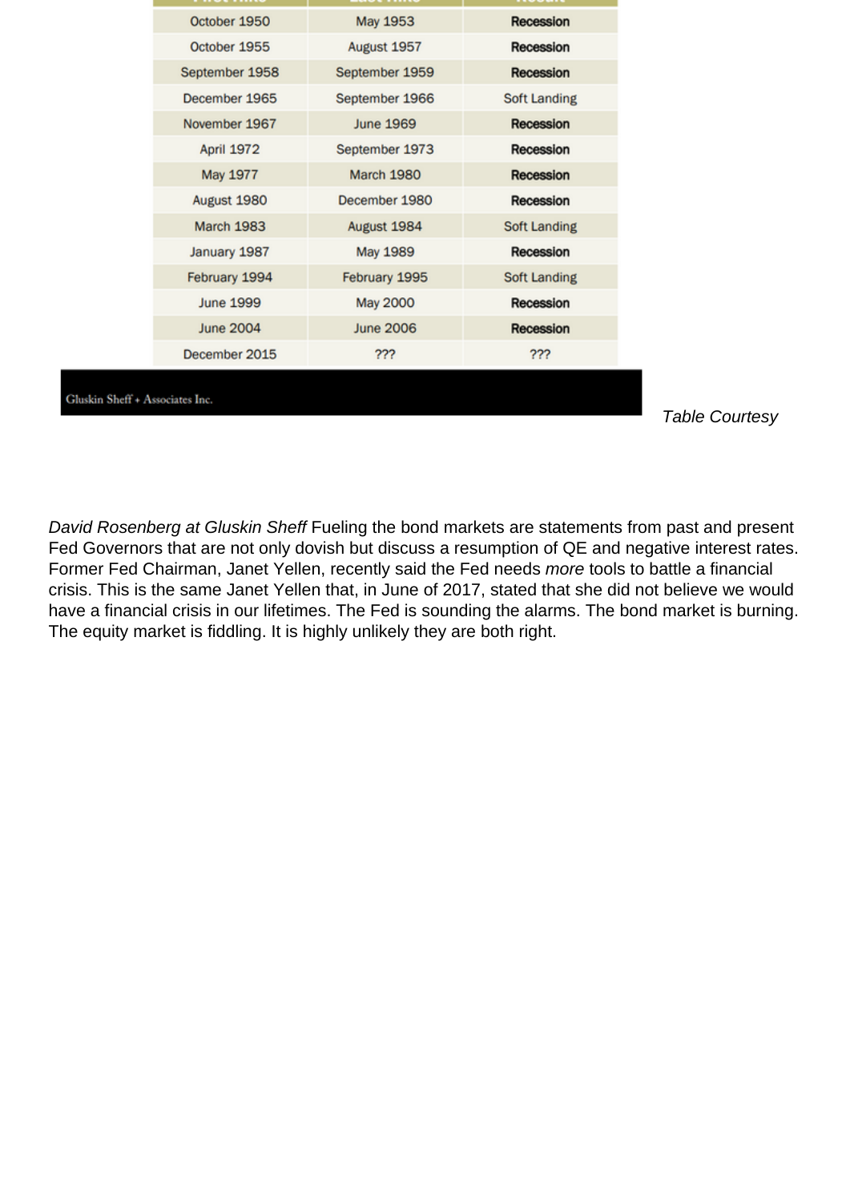| | | |
|---|---|---|
| October 1950 | May 1953 | **Recession** |
| October 1955 | August 1957 | **Recession** |
| September 1958 | September 1959 | **Recession** |
| December 1965 | September 1966 | Soft Landing |
| November 1967 | June 1969 | **Recession** |
| April 1972 | September 1973 | **Recession** |
| May 1977 | March 1980 | **Recession** |
| August 1980 | December 1980 | **Recession** |
| March 1983 | August 1984 | Soft Landing |
| January 1987 | May 1989 | **Recession** |
| February 1994 | February 1995 | Soft Landing |
| June 1999 | May 2000 | **Recession** |
| June 2004 | June 2006 | **Recession** |
| December 2015 | ??? | ??? |

Gluskin Sheff + Associates Inc.

*Table Courtesy David Rosenberg at Gluskin Sheff* Fueling the bond markets are statements from past and present Fed Governors that are not only dovish but discuss a resumption of QE and negative interest rates. Former Fed Chairman, Janet Yellen, recently said the Fed needs *more* tools to battle a financial crisis. This is the same Janet Yellen that, in June of 2017, stated that she did not believe we would have a financial crisis in our lifetimes. The Fed is sounding the alarms. The bond market is burning. The equity market is fiddling. It is highly unlikely they are both right.